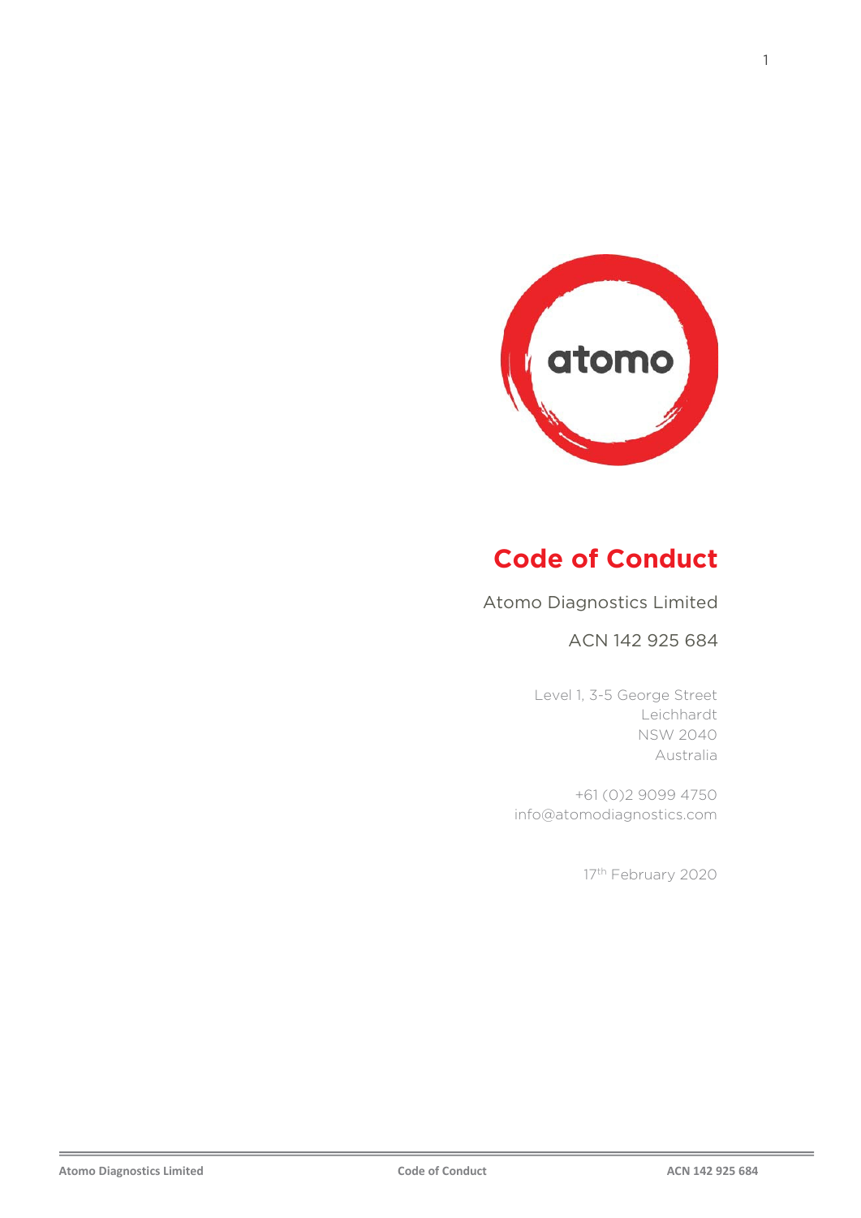# Code of Conduct

Atomo Diagnostics Limited

ACN 142 925 684

Level 1, 3-5 George Street
Leichhardt
NSW 2040
Australia

+61 (0)2 9099 4750
info@atomodiagnostics.com

17th February 2020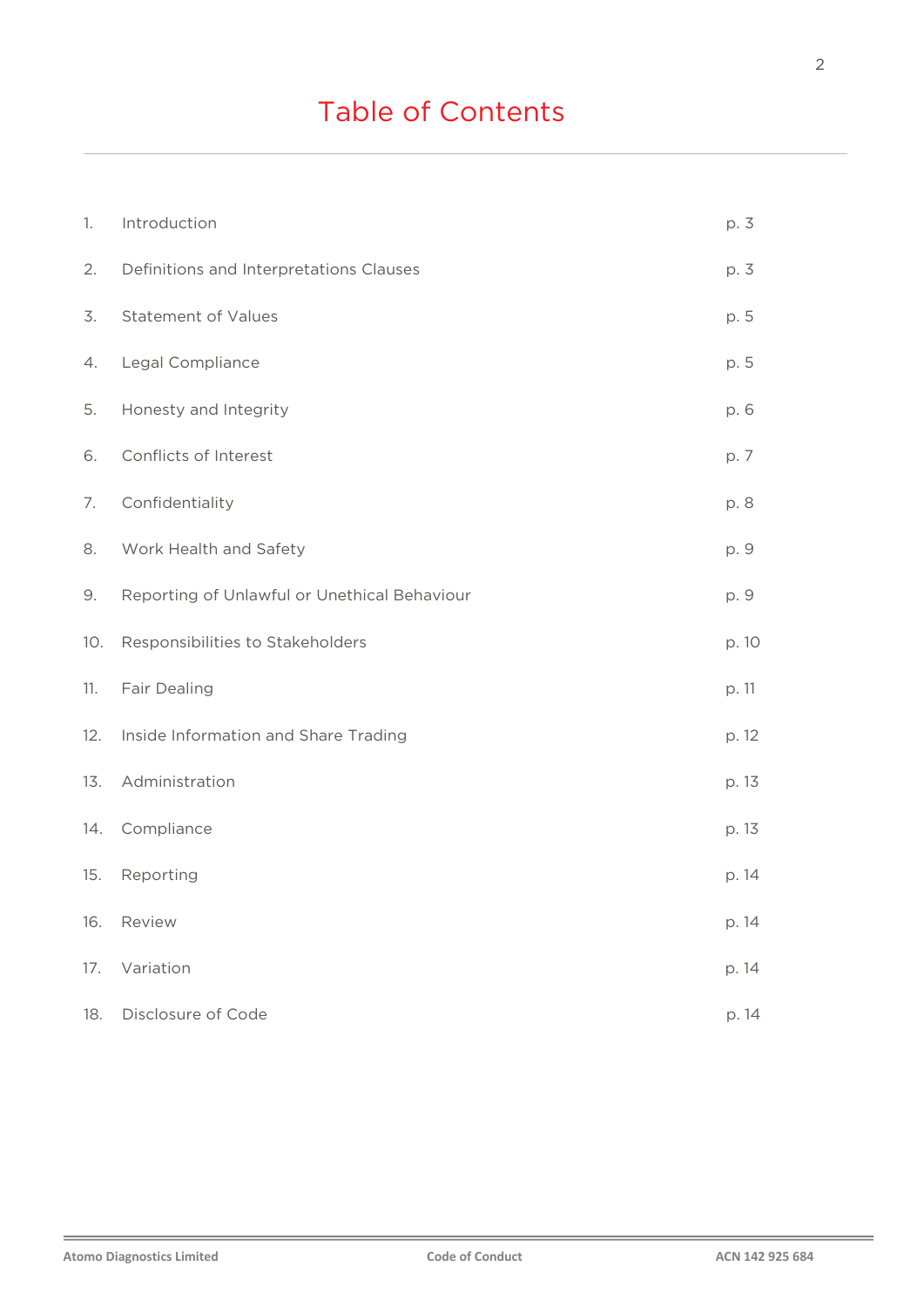# Table of Contents

| | | |
|---|---|---|
| 1. | Introduction | p. 3 |
| 2. | Definitions and Interpretations Clauses | p. 3 |
| 3. | Statement of Values | p. 5 |
| 4. | Legal Compliance | p. 5 |
| 5. | Honesty and Integrity | p. 6 |
| 6. | Conflicts of Interest | p. 7 |
| 7. | Confidentiality | p. 8 |
| 8. | Work Health and Safety | p. 9 |
| 9. | Reporting of Unlawful or Unethical Behaviour | p. 9 |
| 10. | Responsibilities to Stakeholders | p. 10 |
| 11. | Fair Dealing | p. 11 |
| 12. | Inside Information and Share Trading | p. 12 |
| 13. | Administration | p. 13 |
| 14. | Compliance | p. 13 |
| 15. | Reporting | p. 14 |
| 16. | Review | p. 14 |
| 17. | Variation | p. 14 |
| 18. | Disclosure of Code | p. 14 |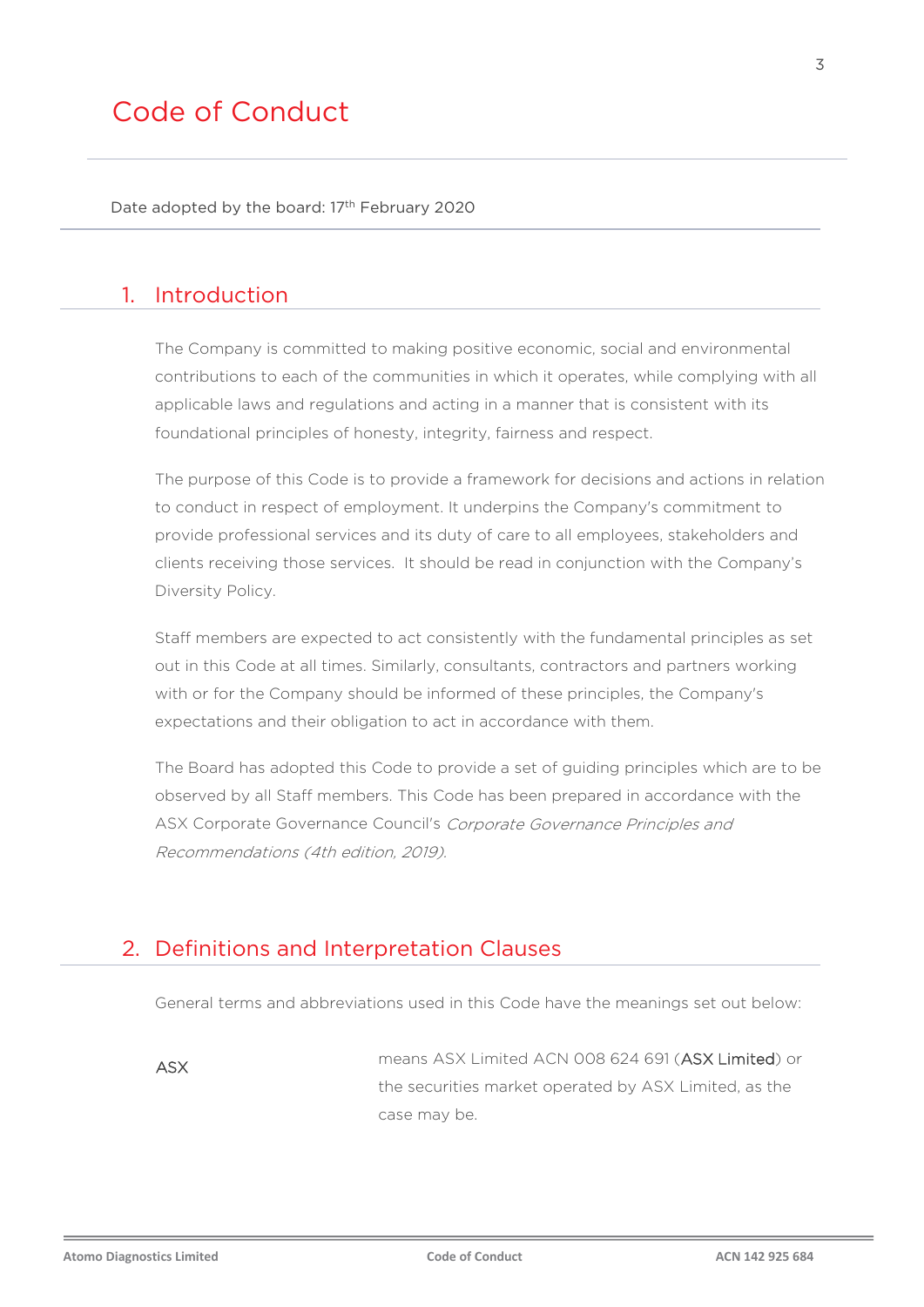# Code of Conduct

Date adopted by the board: 17th February 2020

## 1. Introduction

The Company is committed to making positive economic, social and environmental contributions to each of the communities in which it operates, while complying with all applicable laws and regulations and acting in a manner that is consistent with its foundational principles of honesty, integrity, fairness and respect.

The purpose of this Code is to provide a framework for decisions and actions in relation to conduct in respect of employment. It underpins the Company's commitment to provide professional services and its duty of care to all employees, stakeholders and clients receiving those services. It should be read in conjunction with the Company's Diversity Policy.

Staff members are expected to act consistently with the fundamental principles as set out in this Code at all times. Similarly, consultants, contractors and partners working with or for the Company should be informed of these principles, the Company's expectations and their obligation to act in accordance with them.

The Board has adopted this Code to provide a set of guiding principles which are to be observed by all Staff members. This Code has been prepared in accordance with the ASX Corporate Governance Council's *Corporate Governance Principles and Recommendations (4th edition, 2019).*

## 2. Definitions and Interpretation Clauses

General terms and abbreviations used in this Code have the meanings set out below:

| | |
|---|---|
| ASX | means ASX Limited ACN 008 624 691 (ASX Limited) or the securities market operated by ASX Limited, as the case may be. |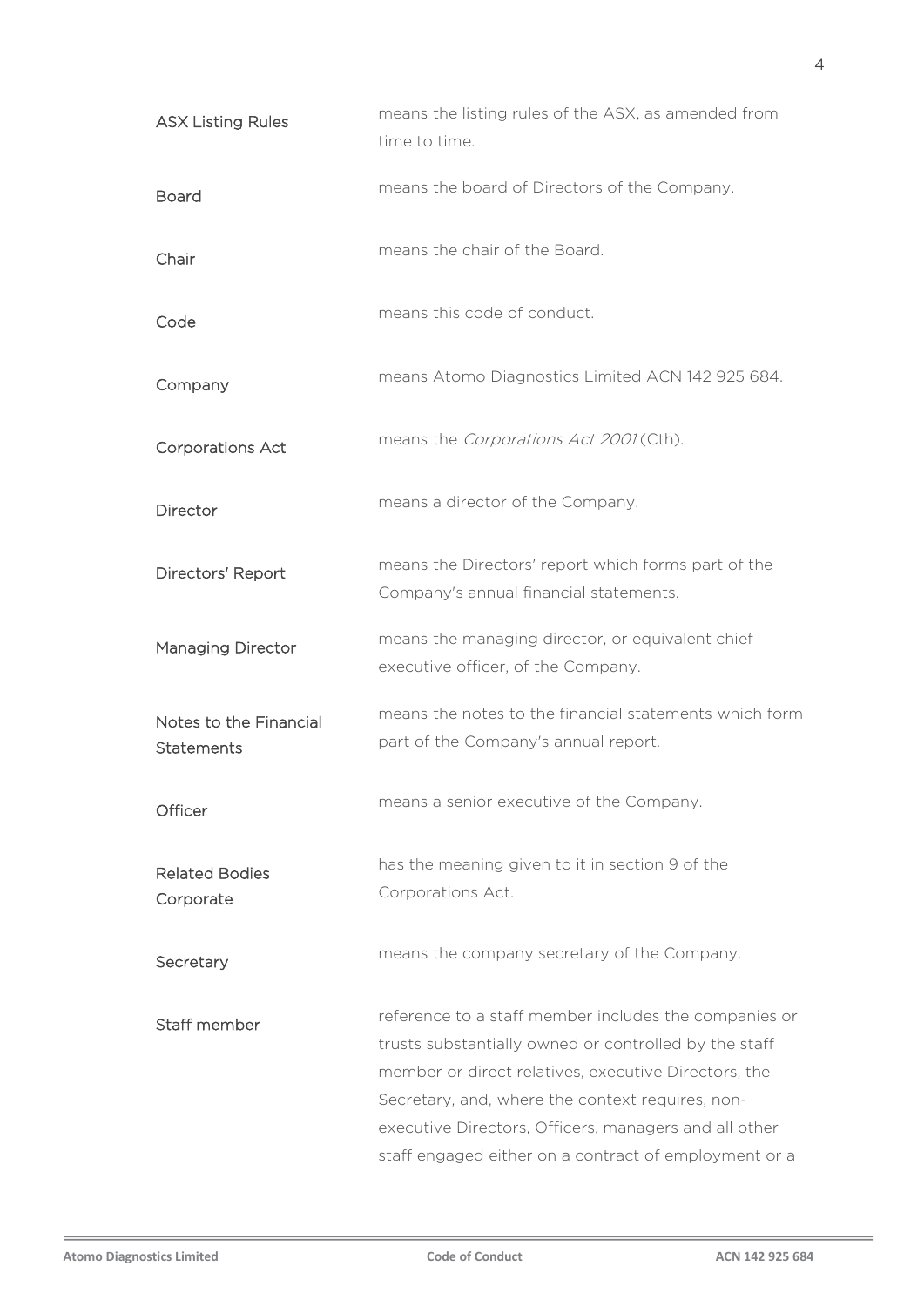| | |
|---|---|
| ASX Listing Rules | means the listing rules of the ASX, as amended from time to time. |
| Board | means the board of Directors of the Company. |
| Chair | means the chair of the Board. |
| Code | means this code of conduct. |
| Company | means Atomo Diagnostics Limited ACN 142 925 684. |
| Corporations Act | means the *Corporations Act 2001* (Cth). |
| Director | means a director of the Company. |
| Directors' Report | means the Directors' report which forms part of the Company's annual financial statements. |
| Managing Director | means the managing director, or equivalent chief executive officer, of the Company. |
| Notes to the Financial Statements | means the notes to the financial statements which form part of the Company's annual report. |
| Officer | means a senior executive of the Company. |
| Related Bodies Corporate | has the meaning given to it in section 9 of the Corporations Act. |
| Secretary | means the company secretary of the Company. |
| Staff member | reference to a staff member includes the companies or trusts substantially owned or controlled by the staff member or direct relatives, executive Directors, the Secretary, and, where the context requires, non-executive Directors, Officers, managers and all other staff engaged either on a contract of employment or a |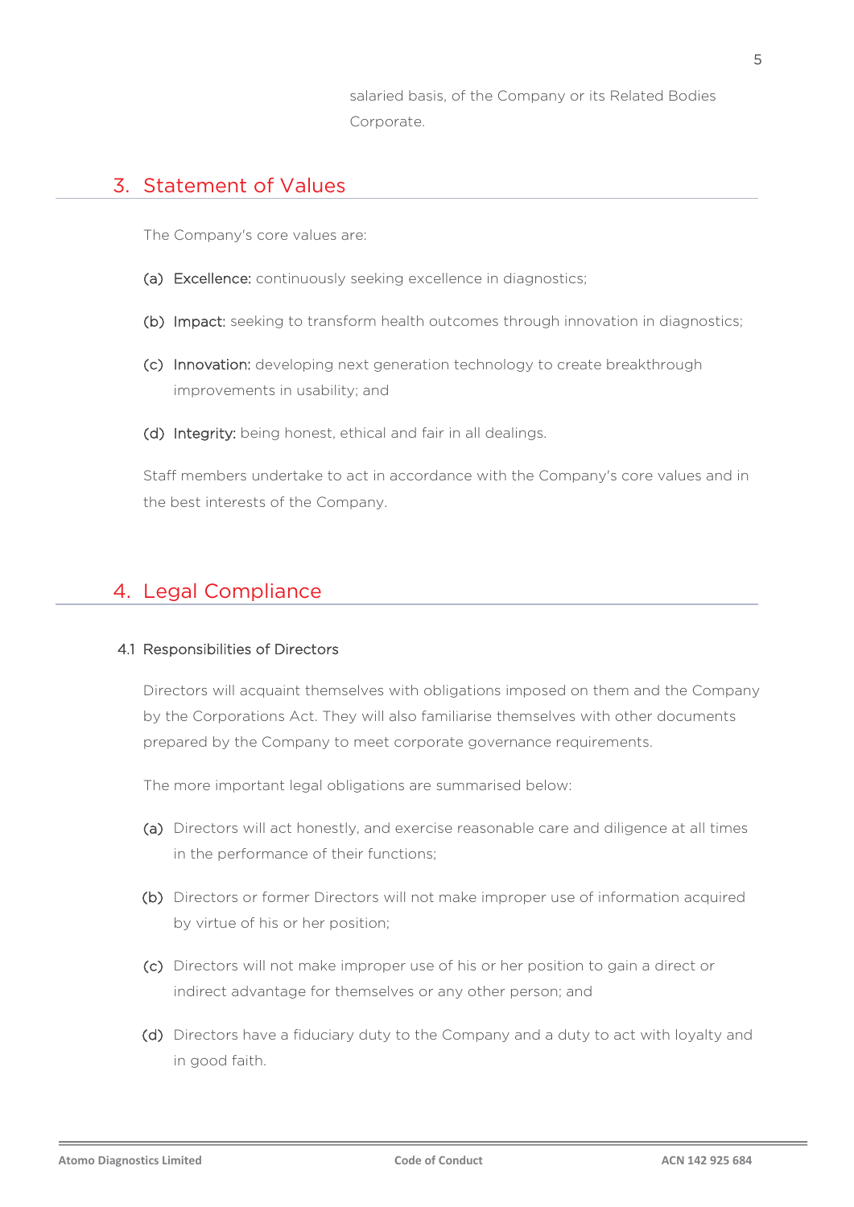salaried basis, of the Company or its Related Bodies Corporate.

## 3. Statement of Values

The Company's core values are:

(a) **Excellence:** continuously seeking excellence in diagnostics;

(b) **Impact:** seeking to transform health outcomes through innovation in diagnostics;

(c) **Innovation:** developing next generation technology to create breakthrough improvements in usability; and

(d) **Integrity:** being honest, ethical and fair in all dealings.

Staff members undertake to act in accordance with the Company's core values and in the best interests of the Company.

## 4. Legal Compliance

### 4.1 Responsibilities of Directors

Directors will acquaint themselves with obligations imposed on them and the Company by the Corporations Act. They will also familiarise themselves with other documents prepared by the Company to meet corporate governance requirements.

The more important legal obligations are summarised below:

(a) Directors will act honestly, and exercise reasonable care and diligence at all times in the performance of their functions;

(b) Directors or former Directors will not make improper use of information acquired by virtue of his or her position;

(c) Directors will not make improper use of his or her position to gain a direct or indirect advantage for themselves or any other person; and

(d) Directors have a fiduciary duty to the Company and a duty to act with loyalty and in good faith.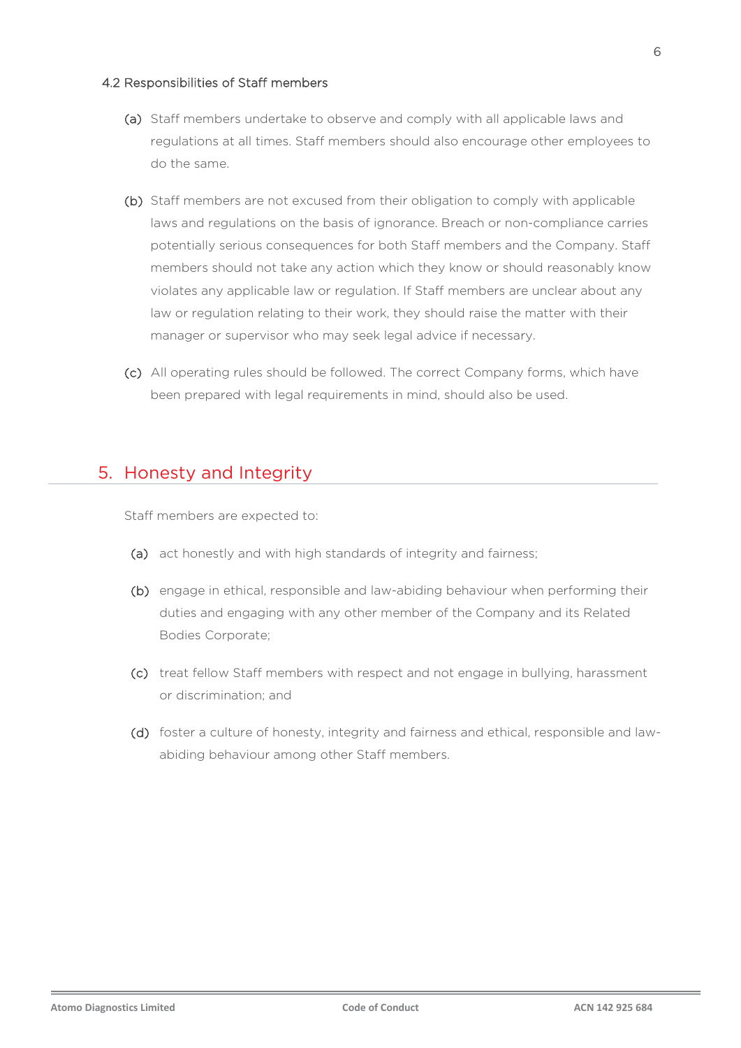### 4.2 Responsibilities of Staff members

(a) Staff members undertake to observe and comply with all applicable laws and regulations at all times. Staff members should also encourage other employees to do the same.

(b) Staff members are not excused from their obligation to comply with applicable laws and regulations on the basis of ignorance. Breach or non-compliance carries potentially serious consequences for both Staff members and the Company. Staff members should not take any action which they know or should reasonably know violates any applicable law or regulation. If Staff members are unclear about any law or regulation relating to their work, they should raise the matter with their manager or supervisor who may seek legal advice if necessary.

(c) All operating rules should be followed. The correct Company forms, which have been prepared with legal requirements in mind, should also be used.

## 5. Honesty and Integrity

Staff members are expected to:

(a) act honestly and with high standards of integrity and fairness;

(b) engage in ethical, responsible and law-abiding behaviour when performing their duties and engaging with any other member of the Company and its Related Bodies Corporate;

(c) treat fellow Staff members with respect and not engage in bullying, harassment or discrimination; and

(d) foster a culture of honesty, integrity and fairness and ethical, responsible and law-abiding behaviour among other Staff members.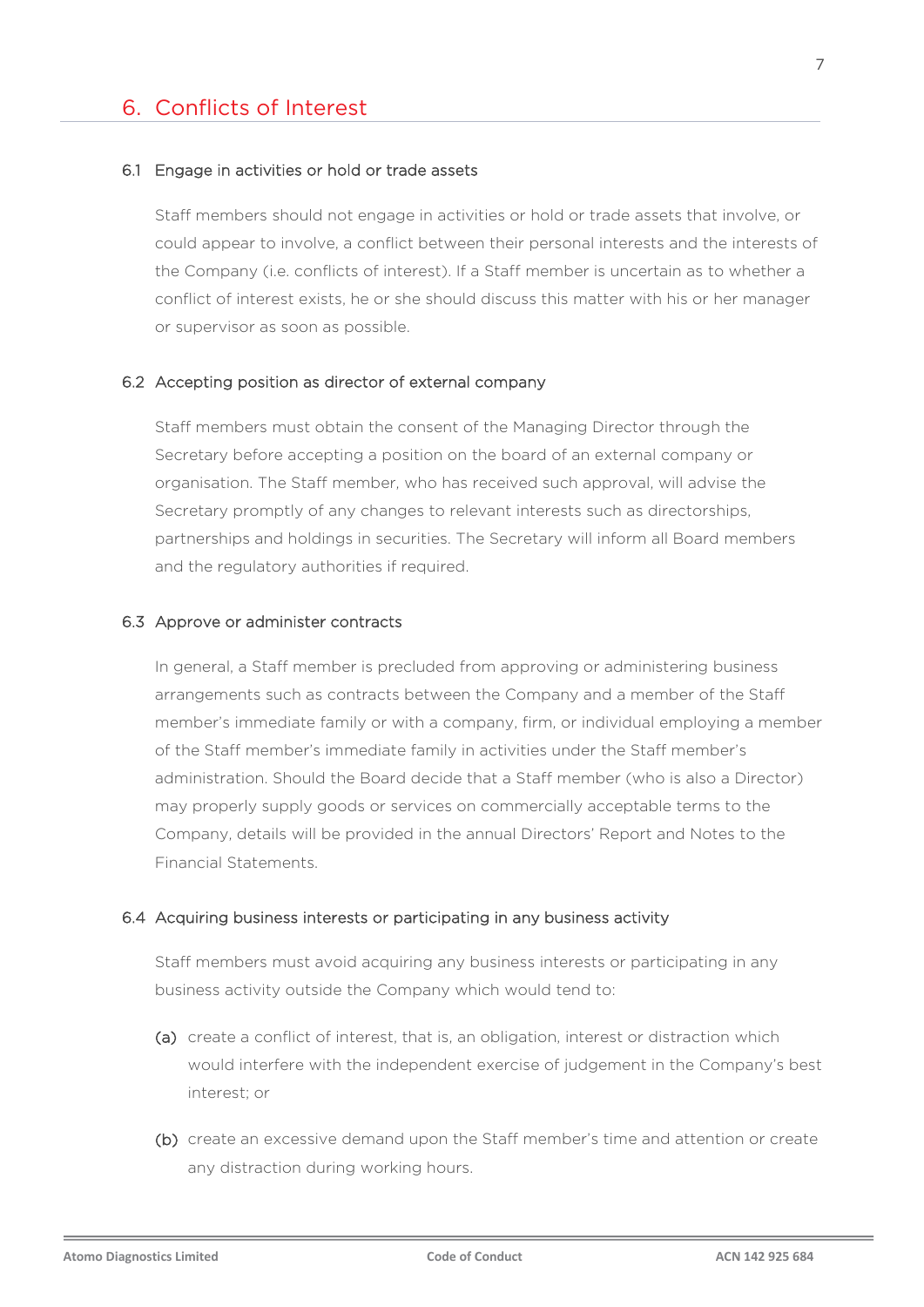# 6. Conflicts of Interest

## 6.1 Engage in activities or hold or trade assets

Staff members should not engage in activities or hold or trade assets that involve, or could appear to involve, a conflict between their personal interests and the interests of the Company (i.e. conflicts of interest). If a Staff member is uncertain as to whether a conflict of interest exists, he or she should discuss this matter with his or her manager or supervisor as soon as possible.

## 6.2 Accepting position as director of external company

Staff members must obtain the consent of the Managing Director through the Secretary before accepting a position on the board of an external company or organisation. The Staff member, who has received such approval, will advise the Secretary promptly of any changes to relevant interests such as directorships, partnerships and holdings in securities. The Secretary will inform all Board members and the regulatory authorities if required.

## 6.3 Approve or administer contracts

In general, a Staff member is precluded from approving or administering business arrangements such as contracts between the Company and a member of the Staff member's immediate family or with a company, firm, or individual employing a member of the Staff member's immediate family in activities under the Staff member's administration. Should the Board decide that a Staff member (who is also a Director) may properly supply goods or services on commercially acceptable terms to the Company, details will be provided in the annual Directors' Report and Notes to the Financial Statements.

## 6.4 Acquiring business interests or participating in any business activity

Staff members must avoid acquiring any business interests or participating in any business activity outside the Company which would tend to:

(a) create a conflict of interest, that is, an obligation, interest or distraction which would interfere with the independent exercise of judgement in the Company's best interest; or

(b) create an excessive demand upon the Staff member's time and attention or create any distraction during working hours.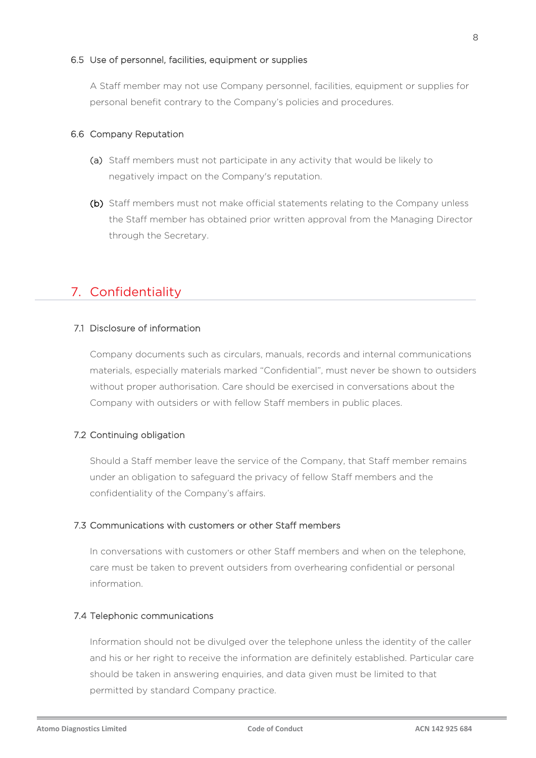### 6.5 Use of personnel, facilities, equipment or supplies

A Staff member may not use Company personnel, facilities, equipment or supplies for personal benefit contrary to the Company's policies and procedures.

### 6.6 Company Reputation

**(a)** Staff members must not participate in any activity that would be likely to negatively impact on the Company's reputation.

**(b)** Staff members must not make official statements relating to the Company unless the Staff member has obtained prior written approval from the Managing Director through the Secretary.

## 7. Confidentiality

### 7.1 Disclosure of information

Company documents such as circulars, manuals, records and internal communications materials, especially materials marked "Confidential", must never be shown to outsiders without proper authorisation. Care should be exercised in conversations about the Company with outsiders or with fellow Staff members in public places.

### 7.2 Continuing obligation

Should a Staff member leave the service of the Company, that Staff member remains under an obligation to safeguard the privacy of fellow Staff members and the confidentiality of the Company's affairs.

### 7.3 Communications with customers or other Staff members

In conversations with customers or other Staff members and when on the telephone, care must be taken to prevent outsiders from overhearing confidential or personal information.

### 7.4 Telephonic communications

Information should not be divulged over the telephone unless the identity of the caller and his or her right to receive the information are definitely established. Particular care should be taken in answering enquiries, and data given must be limited to that permitted by standard Company practice.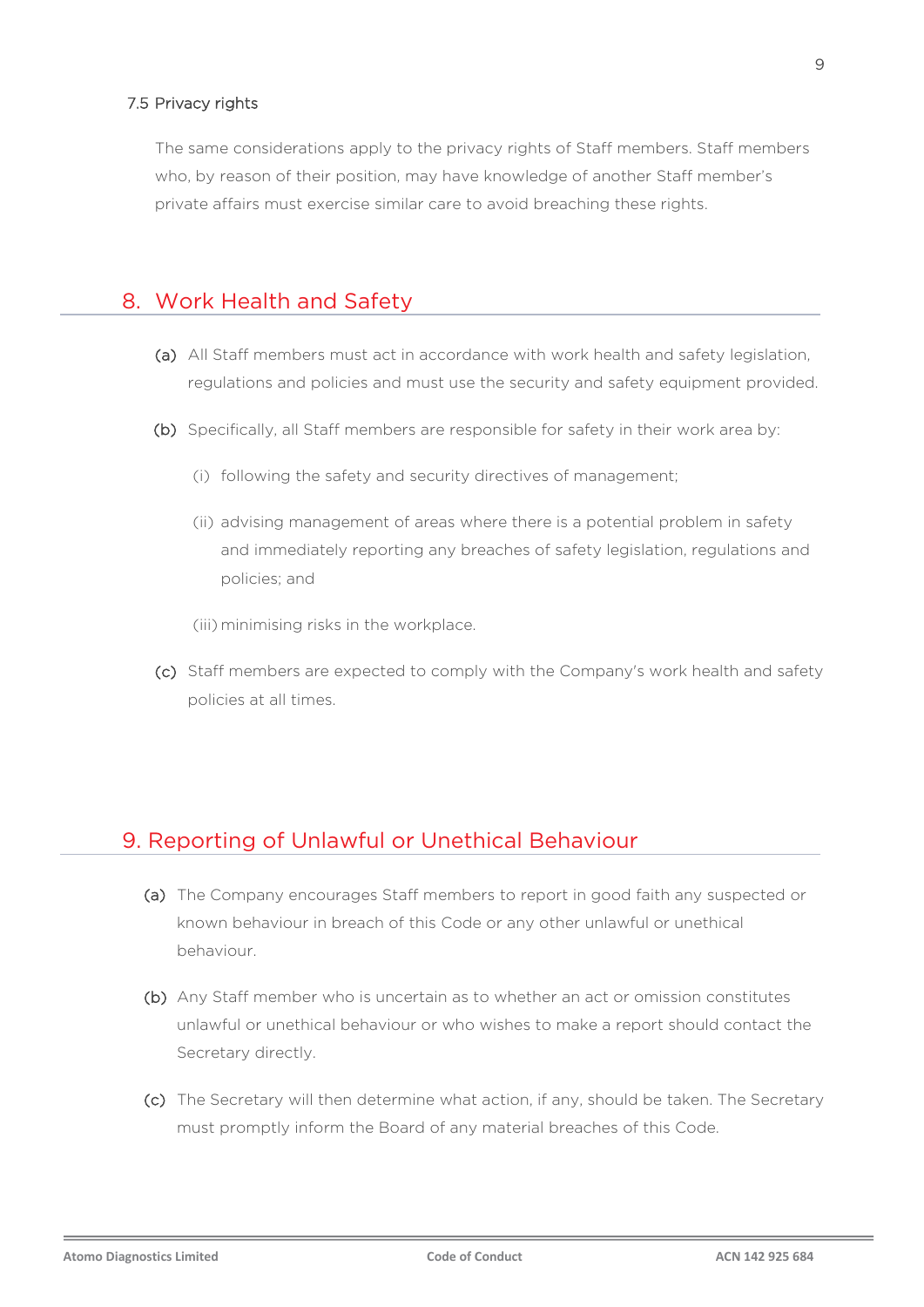### 7.5 Privacy rights

The same considerations apply to the privacy rights of Staff members. Staff members who, by reason of their position, may have knowledge of another Staff member's private affairs must exercise similar care to avoid breaching these rights.

## 8. Work Health and Safety

(a) All Staff members must act in accordance with work health and safety legislation, regulations and policies and must use the security and safety equipment provided.

(b) Specifically, all Staff members are responsible for safety in their work area by:

  (i) following the safety and security directives of management;

  (ii) advising management of areas where there is a potential problem in safety and immediately reporting any breaches of safety legislation, regulations and policies; and

  (iii) minimising risks in the workplace.

(c) Staff members are expected to comply with the Company's work health and safety policies at all times.

## 9. Reporting of Unlawful or Unethical Behaviour

(a) The Company encourages Staff members to report in good faith any suspected or known behaviour in breach of this Code or any other unlawful or unethical behaviour.

(b) Any Staff member who is uncertain as to whether an act or omission constitutes unlawful or unethical behaviour or who wishes to make a report should contact the Secretary directly.

(c) The Secretary will then determine what action, if any, should be taken. The Secretary must promptly inform the Board of any material breaches of this Code.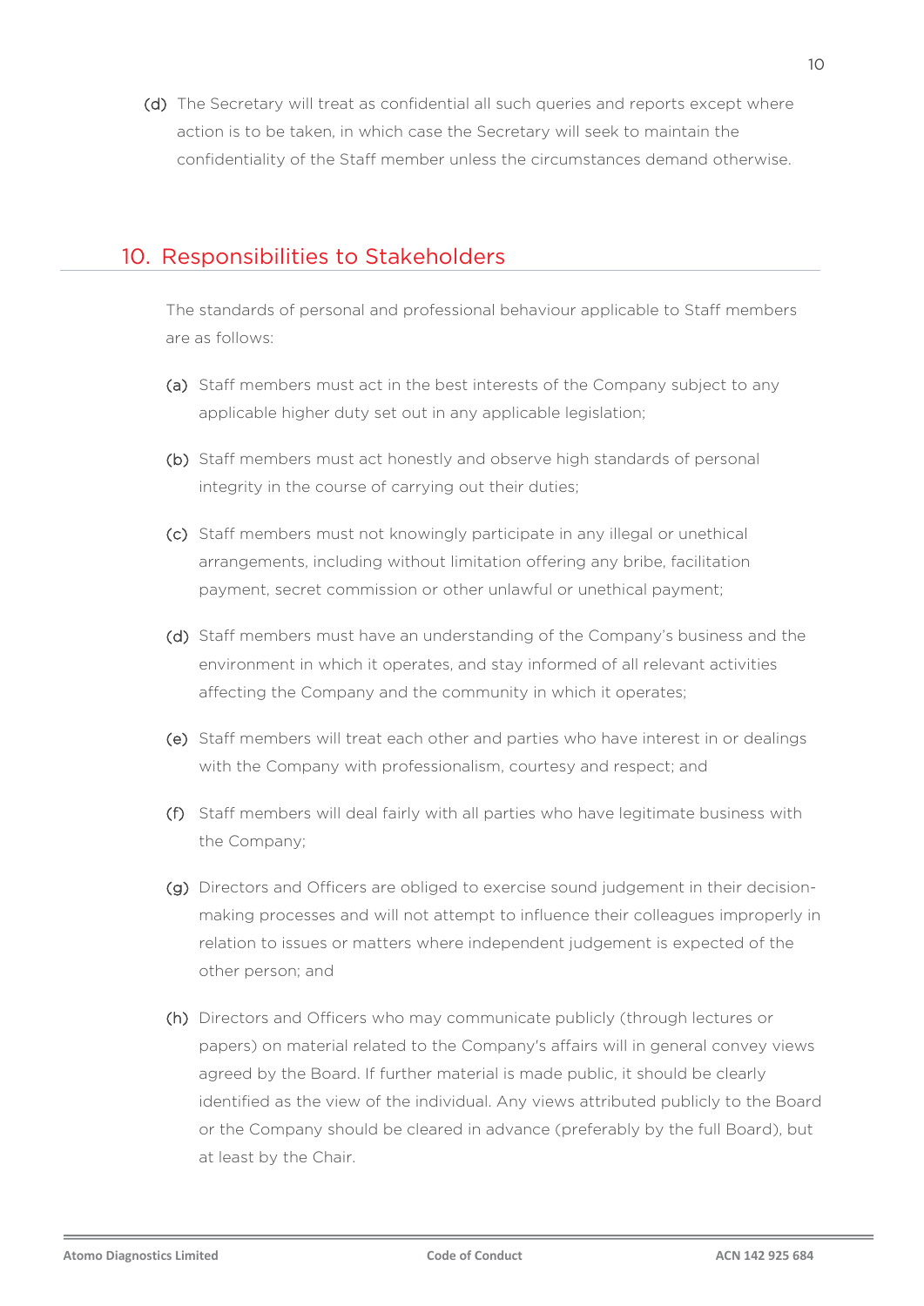(d) The Secretary will treat as confidential all such queries and reports except where action is to be taken, in which case the Secretary will seek to maintain the confidentiality of the Staff member unless the circumstances demand otherwise.

## 10. Responsibilities to Stakeholders

The standards of personal and professional behaviour applicable to Staff members are as follows:

(a) Staff members must act in the best interests of the Company subject to any applicable higher duty set out in any applicable legislation;

(b) Staff members must act honestly and observe high standards of personal integrity in the course of carrying out their duties;

(c) Staff members must not knowingly participate in any illegal or unethical arrangements, including without limitation offering any bribe, facilitation payment, secret commission or other unlawful or unethical payment;

(d) Staff members must have an understanding of the Company's business and the environment in which it operates, and stay informed of all relevant activities affecting the Company and the community in which it operates;

(e) Staff members will treat each other and parties who have interest in or dealings with the Company with professionalism, courtesy and respect; and

(f) Staff members will deal fairly with all parties who have legitimate business with the Company;

(g) Directors and Officers are obliged to exercise sound judgement in their decision-making processes and will not attempt to influence their colleagues improperly in relation to issues or matters where independent judgement is expected of the other person; and

(h) Directors and Officers who may communicate publicly (through lectures or papers) on material related to the Company's affairs will in general convey views agreed by the Board. If further material is made public, it should be clearly identified as the view of the individual. Any views attributed publicly to the Board or the Company should be cleared in advance (preferably by the full Board), but at least by the Chair.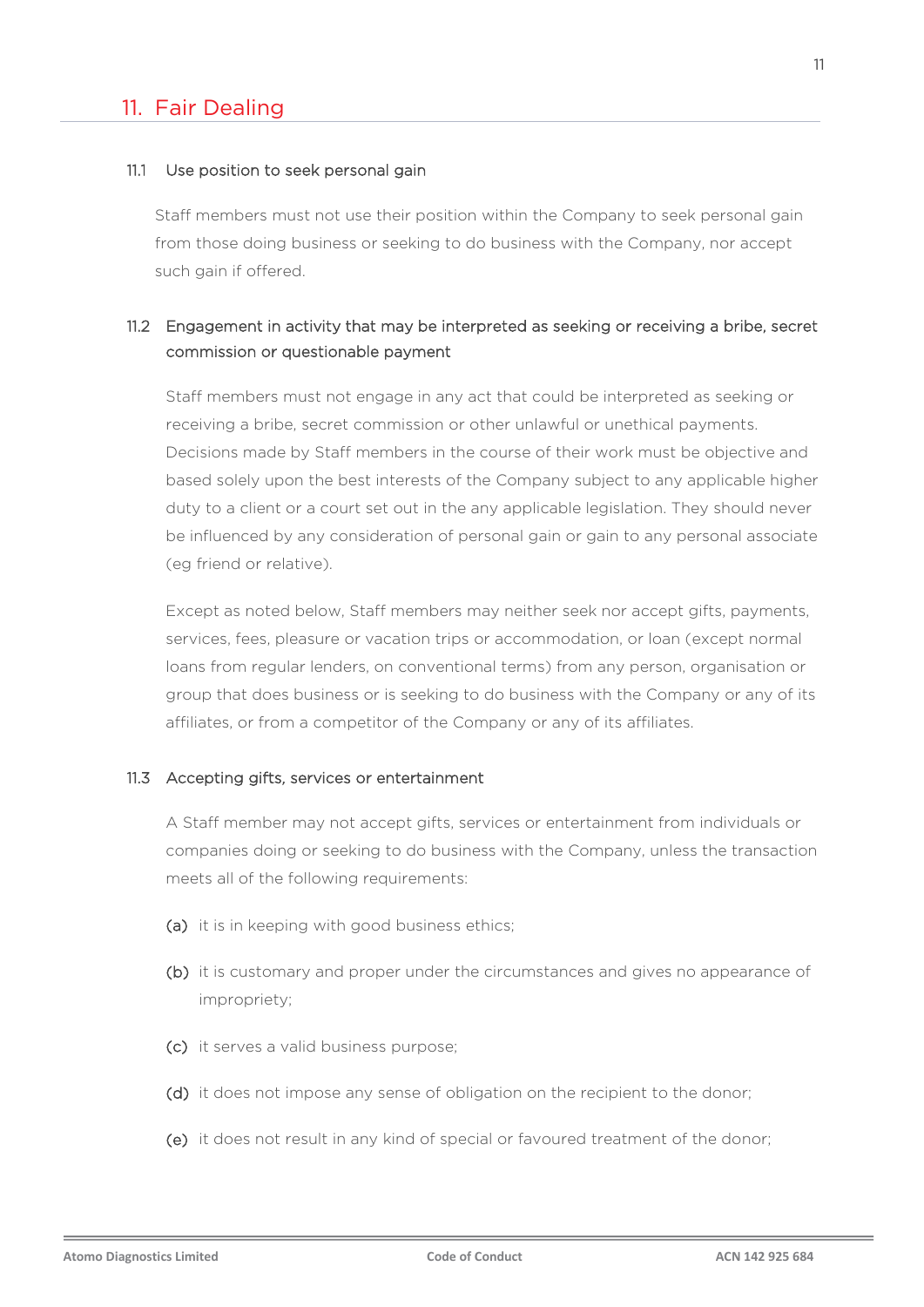## 11. Fair Dealing

### 11.1 Use position to seek personal gain

Staff members must not use their position within the Company to seek personal gain from those doing business or seeking to do business with the Company, nor accept such gain if offered.

### 11.2 Engagement in activity that may be interpreted as seeking or receiving a bribe, secret commission or questionable payment

Staff members must not engage in any act that could be interpreted as seeking or receiving a bribe, secret commission or other unlawful or unethical payments. Decisions made by Staff members in the course of their work must be objective and based solely upon the best interests of the Company subject to any applicable higher duty to a client or a court set out in the any applicable legislation. They should never be influenced by any consideration of personal gain or gain to any personal associate (eg friend or relative).

Except as noted below, Staff members may neither seek nor accept gifts, payments, services, fees, pleasure or vacation trips or accommodation, or loan (except normal loans from regular lenders, on conventional terms) from any person, organisation or group that does business or is seeking to do business with the Company or any of its affiliates, or from a competitor of the Company or any of its affiliates.

### 11.3 Accepting gifts, services or entertainment

A Staff member may not accept gifts, services or entertainment from individuals or companies doing or seeking to do business with the Company, unless the transaction meets all of the following requirements:

(a) it is in keeping with good business ethics;

(b) it is customary and proper under the circumstances and gives no appearance of impropriety;

(c) it serves a valid business purpose;

(d) it does not impose any sense of obligation on the recipient to the donor;

(e) it does not result in any kind of special or favoured treatment of the donor;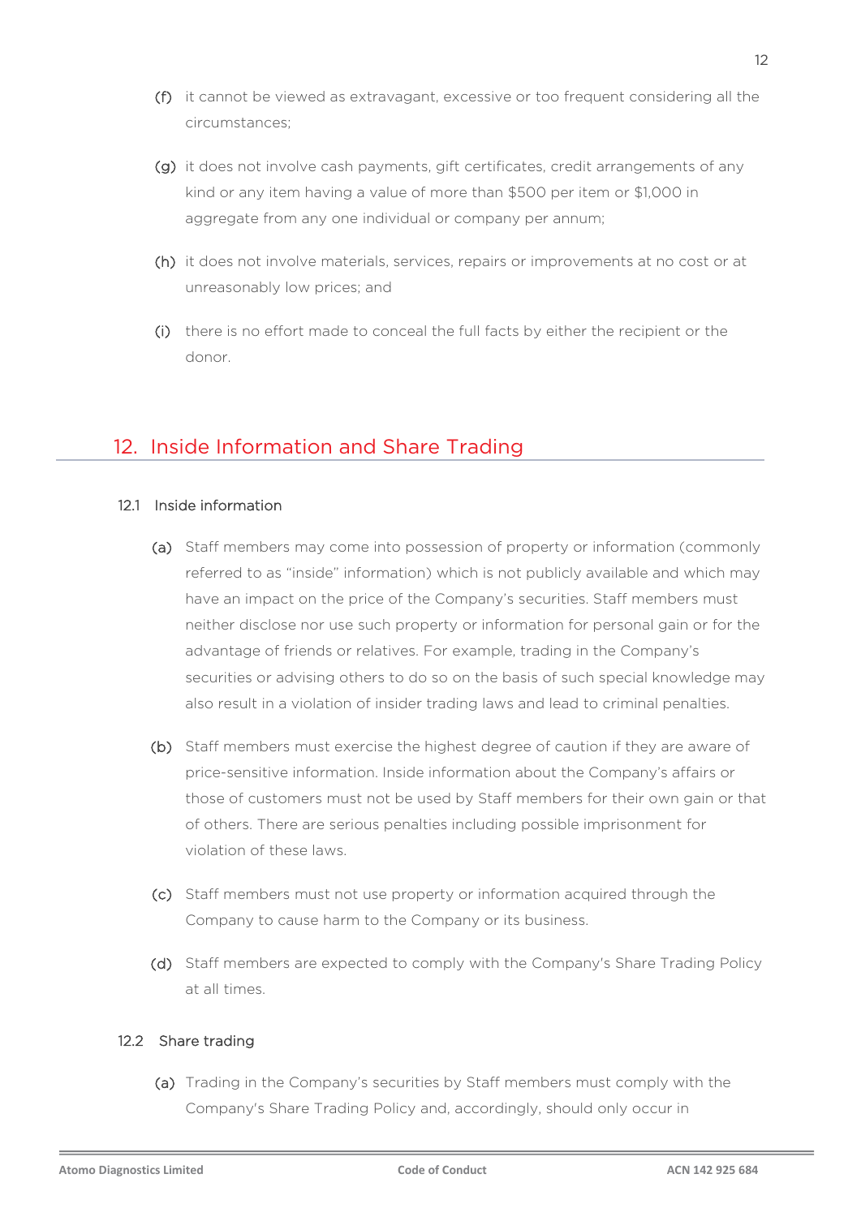(f) it cannot be viewed as extravagant, excessive or too frequent considering all the circumstances;

(g) it does not involve cash payments, gift certificates, credit arrangements of any kind or any item having a value of more than $500 per item or $1,000 in aggregate from any one individual or company per annum;

(h) it does not involve materials, services, repairs or improvements at no cost or at unreasonably low prices; and

(i) there is no effort made to conceal the full facts by either the recipient or the donor.

## 12. Inside Information and Share Trading

### 12.1 Inside information

(a) Staff members may come into possession of property or information (commonly referred to as "inside" information) which is not publicly available and which may have an impact on the price of the Company's securities. Staff members must neither disclose nor use such property or information for personal gain or for the advantage of friends or relatives. For example, trading in the Company's securities or advising others to do so on the basis of such special knowledge may also result in a violation of insider trading laws and lead to criminal penalties.

(b) Staff members must exercise the highest degree of caution if they are aware of price-sensitive information. Inside information about the Company's affairs or those of customers must not be used by Staff members for their own gain or that of others. There are serious penalties including possible imprisonment for violation of these laws.

(c) Staff members must not use property or information acquired through the Company to cause harm to the Company or its business.

(d) Staff members are expected to comply with the Company's Share Trading Policy at all times.

### 12.2 Share trading

(a) Trading in the Company's securities by Staff members must comply with the Company's Share Trading Policy and, accordingly, should only occur in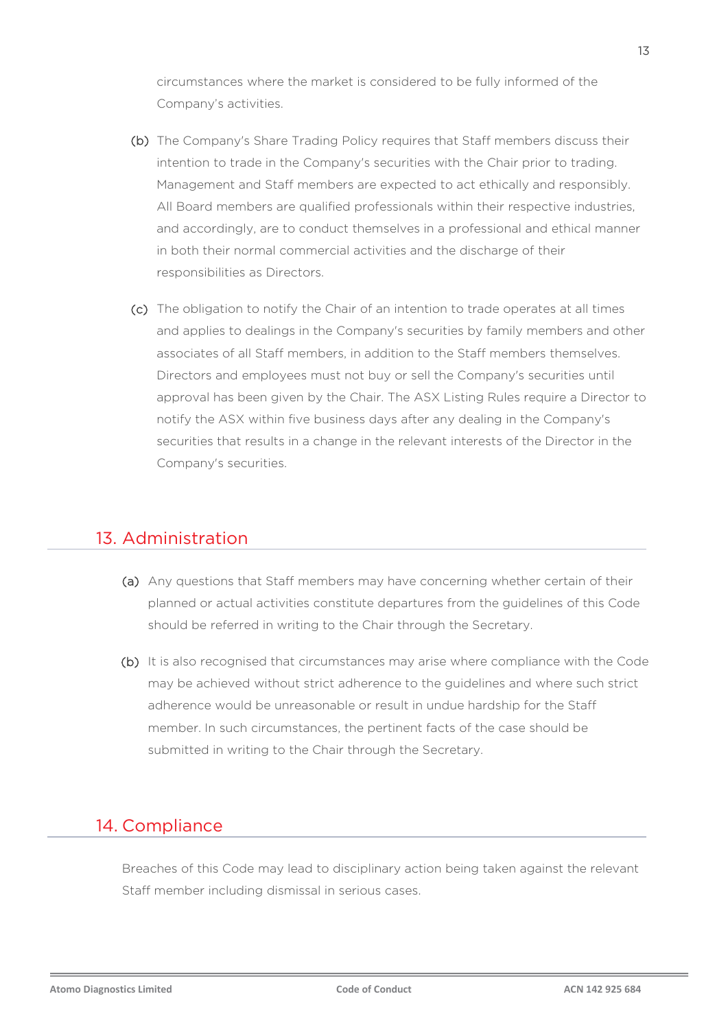circumstances where the market is considered to be fully informed of the Company's activities.

(b) The Company's Share Trading Policy requires that Staff members discuss their intention to trade in the Company's securities with the Chair prior to trading. Management and Staff members are expected to act ethically and responsibly. All Board members are qualified professionals within their respective industries, and accordingly, are to conduct themselves in a professional and ethical manner in both their normal commercial activities and the discharge of their responsibilities as Directors.

(c) The obligation to notify the Chair of an intention to trade operates at all times and applies to dealings in the Company's securities by family members and other associates of all Staff members, in addition to the Staff members themselves. Directors and employees must not buy or sell the Company's securities until approval has been given by the Chair. The ASX Listing Rules require a Director to notify the ASX within five business days after any dealing in the Company's securities that results in a change in the relevant interests of the Director in the Company's securities.

## 13. Administration

(a) Any questions that Staff members may have concerning whether certain of their planned or actual activities constitute departures from the guidelines of this Code should be referred in writing to the Chair through the Secretary.

(b) It is also recognised that circumstances may arise where compliance with the Code may be achieved without strict adherence to the guidelines and where such strict adherence would be unreasonable or result in undue hardship for the Staff member. In such circumstances, the pertinent facts of the case should be submitted in writing to the Chair through the Secretary.

## 14. Compliance

Breaches of this Code may lead to disciplinary action being taken against the relevant Staff member including dismissal in serious cases.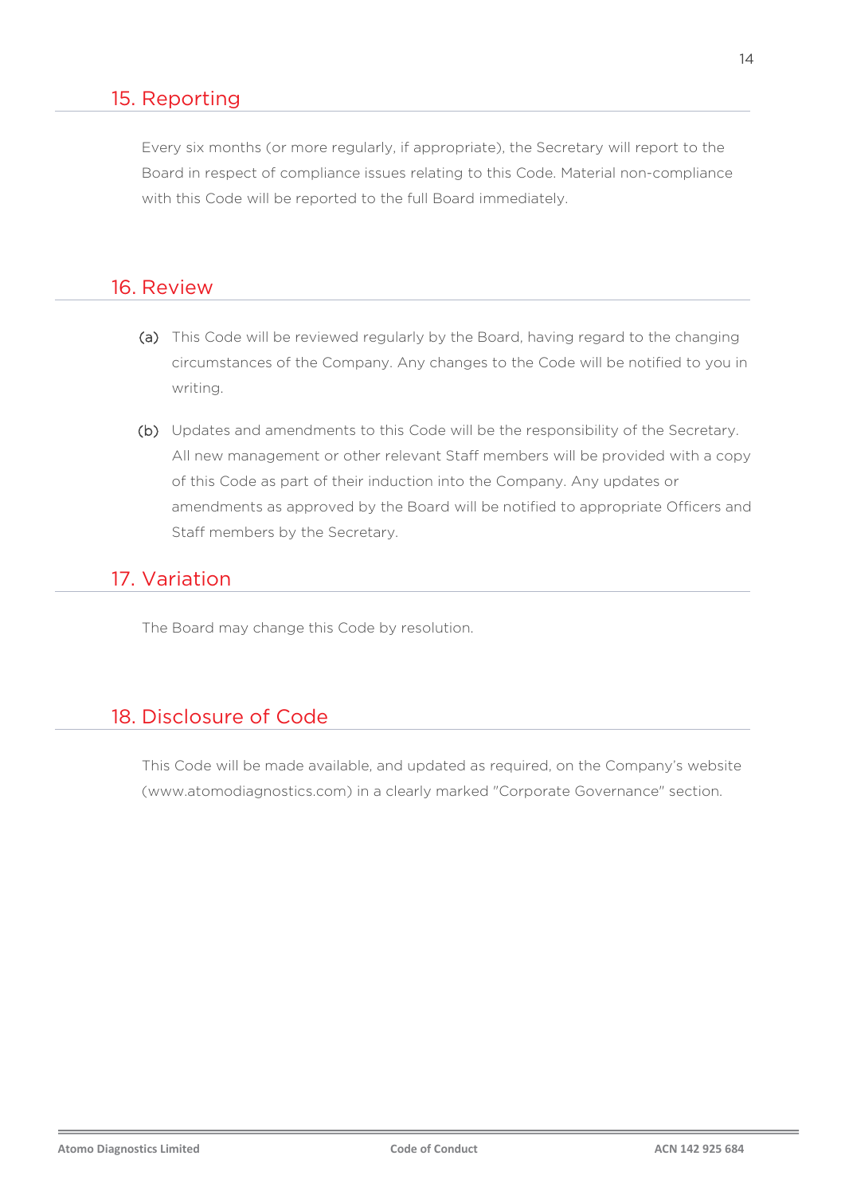## 15. Reporting

Every six months (or more regularly, if appropriate), the Secretary will report to the Board in respect of compliance issues relating to this Code. Material non-compliance with this Code will be reported to the full Board immediately.

## 16. Review

(a) This Code will be reviewed regularly by the Board, having regard to the changing circumstances of the Company. Any changes to the Code will be notified to you in writing.

(b) Updates and amendments to this Code will be the responsibility of the Secretary. All new management or other relevant Staff members will be provided with a copy of this Code as part of their induction into the Company. Any updates or amendments as approved by the Board will be notified to appropriate Officers and Staff members by the Secretary.

## 17. Variation

The Board may change this Code by resolution.

## 18. Disclosure of Code

This Code will be made available, and updated as required, on the Company's website (www.atomodiagnostics.com) in a clearly marked "Corporate Governance" section.